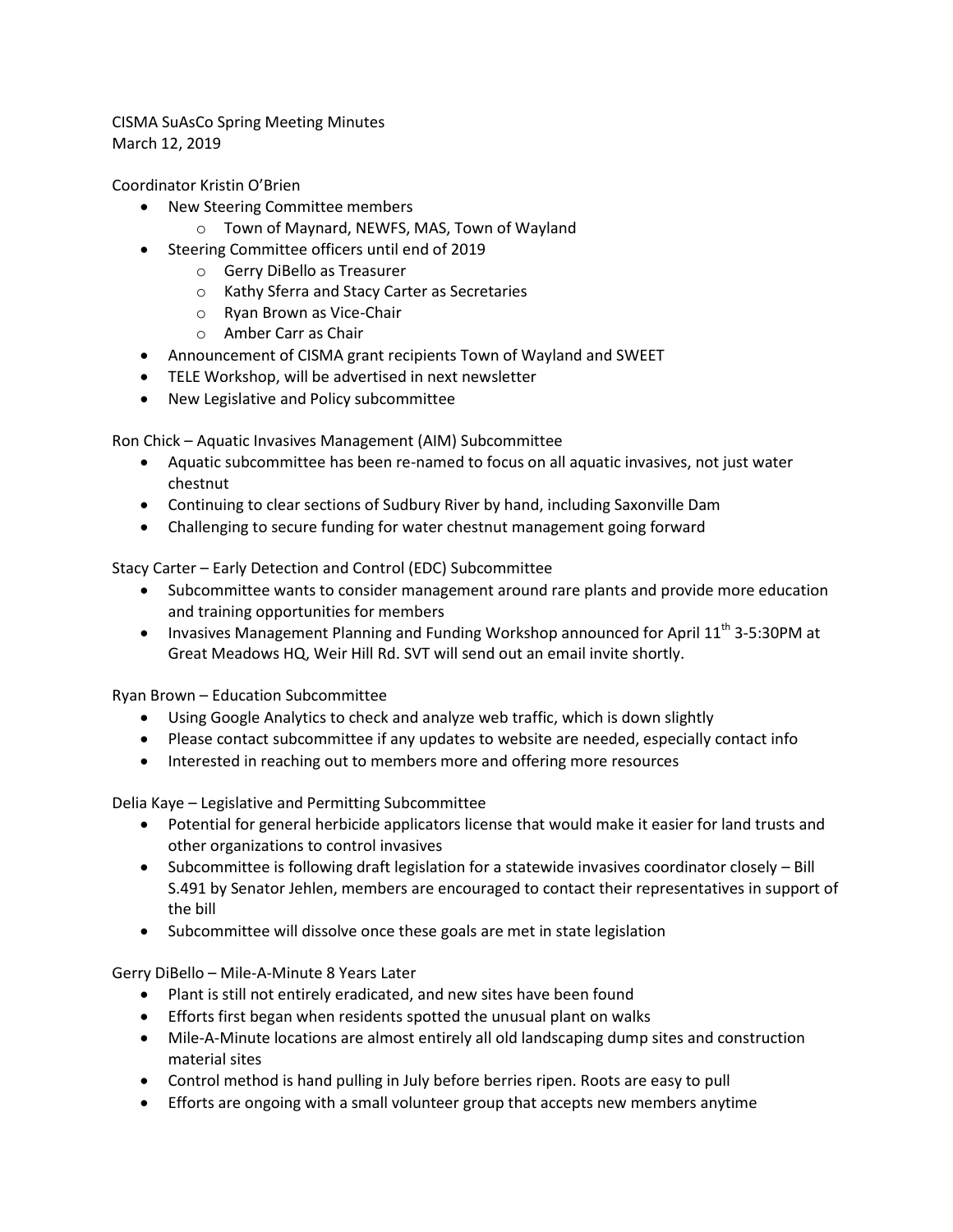CISMA SuAsCo Spring Meeting Minutes
March 12, 2019

Coordinator Kristin O'Brien

- New Steering Committee members
  - Town of Maynard, NEWFS, MAS, Town of Wayland
- Steering Committee officers until end of 2019
  - Gerry DiBello as Treasurer
  - Kathy Sferra and Stacy Carter as Secretaries
  - Ryan Brown as Vice-Chair
  - Amber Carr as Chair
- Announcement of CISMA grant recipients Town of Wayland and SWEET
- TELE Workshop, will be advertised in next newsletter
- New Legislative and Policy subcommittee

Ron Chick – Aquatic Invasives Management (AIM) Subcommittee

- Aquatic subcommittee has been re-named to focus on all aquatic invasives, not just water chestnut
- Continuing to clear sections of Sudbury River by hand, including Saxonville Dam
- Challenging to secure funding for water chestnut management going forward

Stacy Carter – Early Detection and Control (EDC) Subcommittee

- Subcommittee wants to consider management around rare plants and provide more education and training opportunities for members
- Invasives Management Planning and Funding Workshop announced for April 11th 3-5:30PM at Great Meadows HQ, Weir Hill Rd. SVT will send out an email invite shortly.

Ryan Brown – Education Subcommittee

- Using Google Analytics to check and analyze web traffic, which is down slightly
- Please contact subcommittee if any updates to website are needed, especially contact info
- Interested in reaching out to members more and offering more resources

Delia Kaye – Legislative and Permitting Subcommittee

- Potential for general herbicide applicators license that would make it easier for land trusts and other organizations to control invasives
- Subcommittee is following draft legislation for a statewide invasives coordinator closely – Bill S.491 by Senator Jehlen, members are encouraged to contact their representatives in support of the bill
- Subcommittee will dissolve once these goals are met in state legislation

Gerry DiBello – Mile-A-Minute 8 Years Later

- Plant is still not entirely eradicated, and new sites have been found
- Efforts first began when residents spotted the unusual plant on walks
- Mile-A-Minute locations are almost entirely all old landscaping dump sites and construction material sites
- Control method is hand pulling in July before berries ripen. Roots are easy to pull
- Efforts are ongoing with a small volunteer group that accepts new members anytime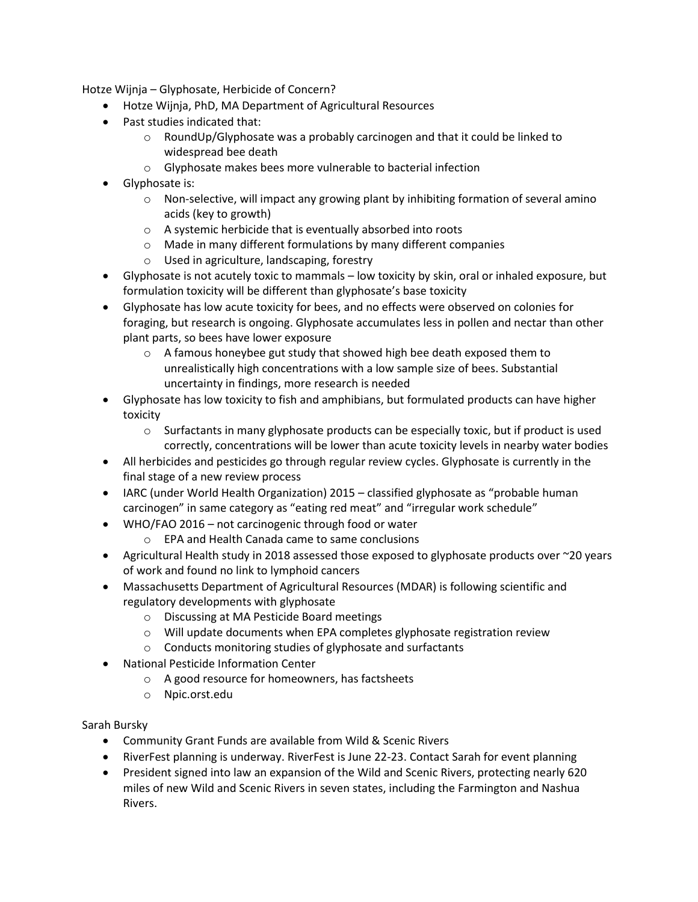Hotze Wijnja – Glyphosate, Herbicide of Concern?

- Hotze Wijnja, PhD, MA Department of Agricultural Resources
- Past studies indicated that:
  - RoundUp/Glyphosate was a probably carcinogen and that it could be linked to widespread bee death
  - Glyphosate makes bees more vulnerable to bacterial infection
- Glyphosate is:
  - Non-selective, will impact any growing plant by inhibiting formation of several amino acids (key to growth)
  - A systemic herbicide that is eventually absorbed into roots
  - Made in many different formulations by many different companies
  - Used in agriculture, landscaping, forestry
- Glyphosate is not acutely toxic to mammals – low toxicity by skin, oral or inhaled exposure, but formulation toxicity will be different than glyphosate's base toxicity
- Glyphosate has low acute toxicity for bees, and no effects were observed on colonies for foraging, but research is ongoing. Glyphosate accumulates less in pollen and nectar than other plant parts, so bees have lower exposure
  - A famous honeybee gut study that showed high bee death exposed them to unrealistically high concentrations with a low sample size of bees. Substantial uncertainty in findings, more research is needed
- Glyphosate has low toxicity to fish and amphibians, but formulated products can have higher toxicity
  - Surfactants in many glyphosate products can be especially toxic, but if product is used correctly, concentrations will be lower than acute toxicity levels in nearby water bodies
- All herbicides and pesticides go through regular review cycles. Glyphosate is currently in the final stage of a new review process
- IARC (under World Health Organization) 2015 – classified glyphosate as "probable human carcinogen" in same category as "eating red meat" and "irregular work schedule"
- WHO/FAO 2016 – not carcinogenic through food or water
  - EPA and Health Canada came to same conclusions
- Agricultural Health study in 2018 assessed those exposed to glyphosate products over ~20 years of work and found no link to lymphoid cancers
- Massachusetts Department of Agricultural Resources (MDAR) is following scientific and regulatory developments with glyphosate
  - Discussing at MA Pesticide Board meetings
  - Will update documents when EPA completes glyphosate registration review
  - Conducts monitoring studies of glyphosate and surfactants
- National Pesticide Information Center
  - A good resource for homeowners, has factsheets
  - Npic.orst.edu

Sarah Bursky

- Community Grant Funds are available from Wild & Scenic Rivers
- RiverFest planning is underway. RiverFest is June 22-23. Contact Sarah for event planning
- President signed into law an expansion of the Wild and Scenic Rivers, protecting nearly 620 miles of new Wild and Scenic Rivers in seven states, including the Farmington and Nashua Rivers.